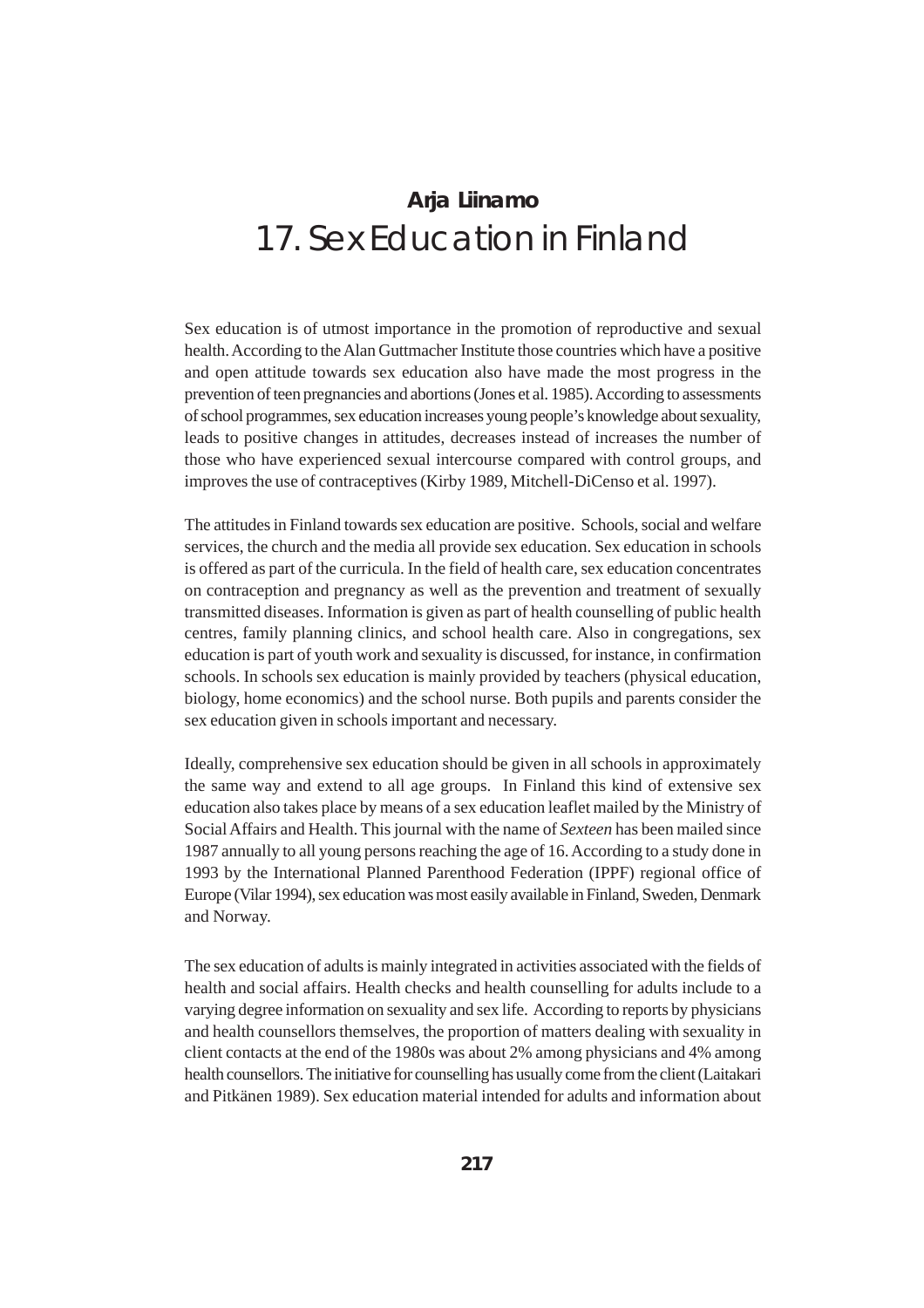**Arja Liinamo**

# 17. Sex Education in Finland

Sex education is of utmost importance in the promotion of reproductive and sexual health. According to the Alan Guttmacher Institute those countries which have a positive and open attitude towards sex education also have made the most progress in the prevention of teen pregnancies and abortions (Jones et al. 1985). According to assessments of school programmes, sex education increases young people's knowledge about sexuality, leads to positive changes in attitudes, decreases instead of increases the number of those who have experienced sexual intercourse compared with control groups, and improves the use of contraceptives (Kirby 1989, Mitchell-DiCenso et al. 1997).

The attitudes in Finland towards sex education are positive. Schools, social and welfare services, the church and the media all provide sex education. Sex education in schools is offered as part of the curricula. In the field of health care, sex education concentrates on contraception and pregnancy as well as the prevention and treatment of sexually transmitted diseases. Information is given as part of health counselling of public health centres, family planning clinics, and school health care. Also in congregations, sex education is part of youth work and sexuality is discussed, for instance, in confirmation schools. In schools sex education is mainly provided by teachers (physical education, biology, home economics) and the school nurse. Both pupils and parents consider the sex education given in schools important and necessary.

Ideally, comprehensive sex education should be given in all schools in approximately the same way and extend to all age groups. In Finland this kind of extensive sex education also takes place by means of a sex education leaflet mailed by the Ministry of Social Affairs and Health. This journal with the name of *Sexteen* has been mailed since 1987 annually to all young persons reaching the age of 16. According to a study done in 1993 by the International Planned Parenthood Federation (IPPF) regional office of Europe (Vilar 1994), sex education was most easily available in Finland, Sweden, Denmark and Norway.

The sex education of adults is mainly integrated in activities associated with the fields of health and social affairs. Health checks and health counselling for adults include to a varying degree information on sexuality and sex life. According to reports by physicians and health counsellors themselves, the proportion of matters dealing with sexuality in client contacts at the end of the 1980s was about 2% among physicians and 4% among health counsellors. The initiative for counselling has usually come from the client (Laitakari and Pitkänen 1989). Sex education material intended for adults and information about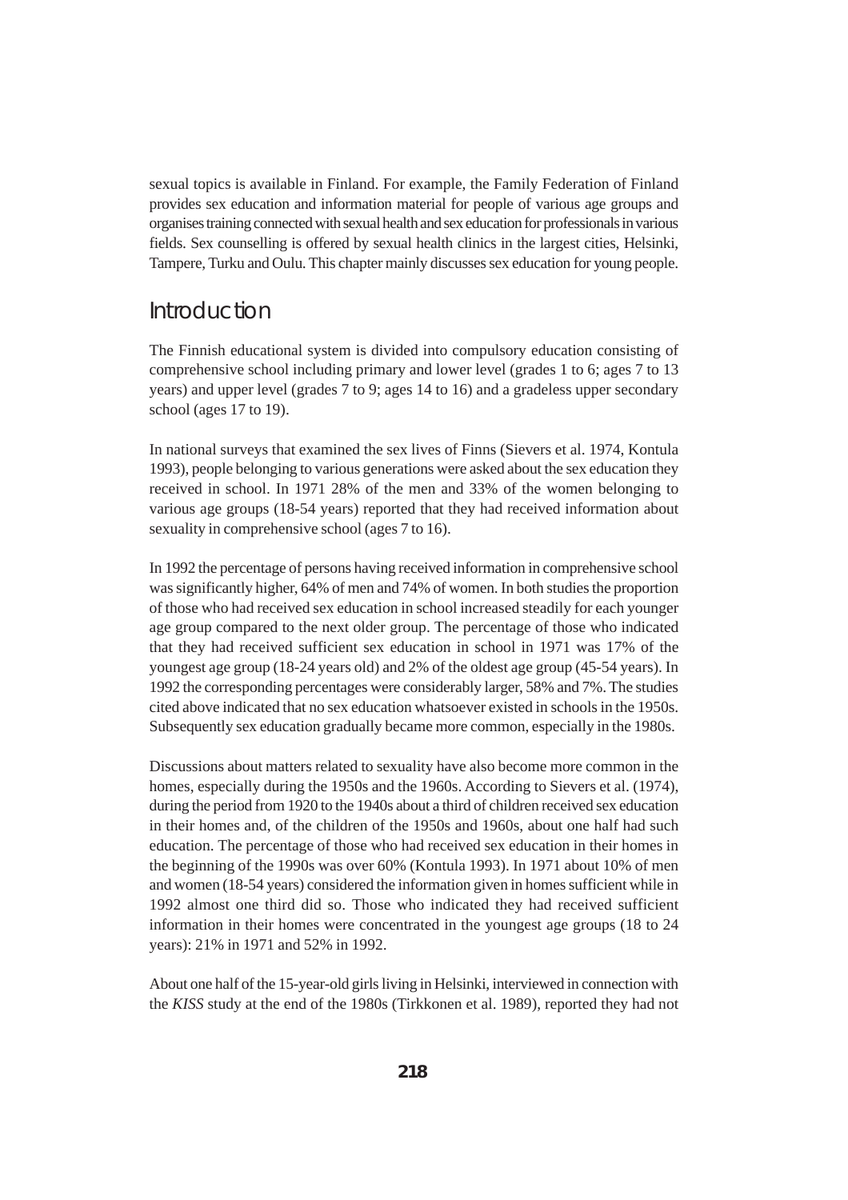sexual topics is available in Finland. For example, the Family Federation of Finland provides sex education and information material for people of various age groups and organises training connected with sexual health and sex education for professionals in various fields. Sex counselling is offered by sexual health clinics in the largest cities, Helsinki, Tampere, Turku and Oulu. This chapter mainly discusses sex education for young people.

## Introduction

The Finnish educational system is divided into compulsory education consisting of comprehensive school including primary and lower level (grades 1 to 6; ages 7 to 13 years) and upper level (grades 7 to 9; ages 14 to 16) and a gradeless upper secondary school (ages 17 to 19).

In national surveys that examined the sex lives of Finns (Sievers et al. 1974, Kontula 1993), people belonging to various generations were asked about the sex education they received in school. In 1971 28% of the men and 33% of the women belonging to various age groups (18-54 years) reported that they had received information about sexuality in comprehensive school (ages 7 to 16).

In 1992 the percentage of persons having received information in comprehensive school was significantly higher, 64% of men and 74% of women. In both studies the proportion of those who had received sex education in school increased steadily for each younger age group compared to the next older group. The percentage of those who indicated that they had received sufficient sex education in school in 1971 was 17% of the youngest age group (18-24 years old) and 2% of the oldest age group (45-54 years). In 1992 the corresponding percentages were considerably larger, 58% and 7%. The studies cited above indicated that no sex education whatsoever existed in schools in the 1950s. Subsequently sex education gradually became more common, especially in the 1980s.

Discussions about matters related to sexuality have also become more common in the homes, especially during the 1950s and the 1960s. According to Sievers et al. (1974), during the period from 1920 to the 1940s about a third of children received sex education in their homes and, of the children of the 1950s and 1960s, about one half had such education. The percentage of those who had received sex education in their homes in the beginning of the 1990s was over 60% (Kontula 1993). In 1971 about 10% of men and women (18-54 years) considered the information given in homes sufficient while in 1992 almost one third did so. Those who indicated they had received sufficient information in their homes were concentrated in the youngest age groups (18 to 24 years): 21% in 1971 and 52% in 1992.

About one half of the 15-year-old girls living in Helsinki, interviewed in connection with the *KISS* study at the end of the 1980s (Tirkkonen et al. 1989), reported they had not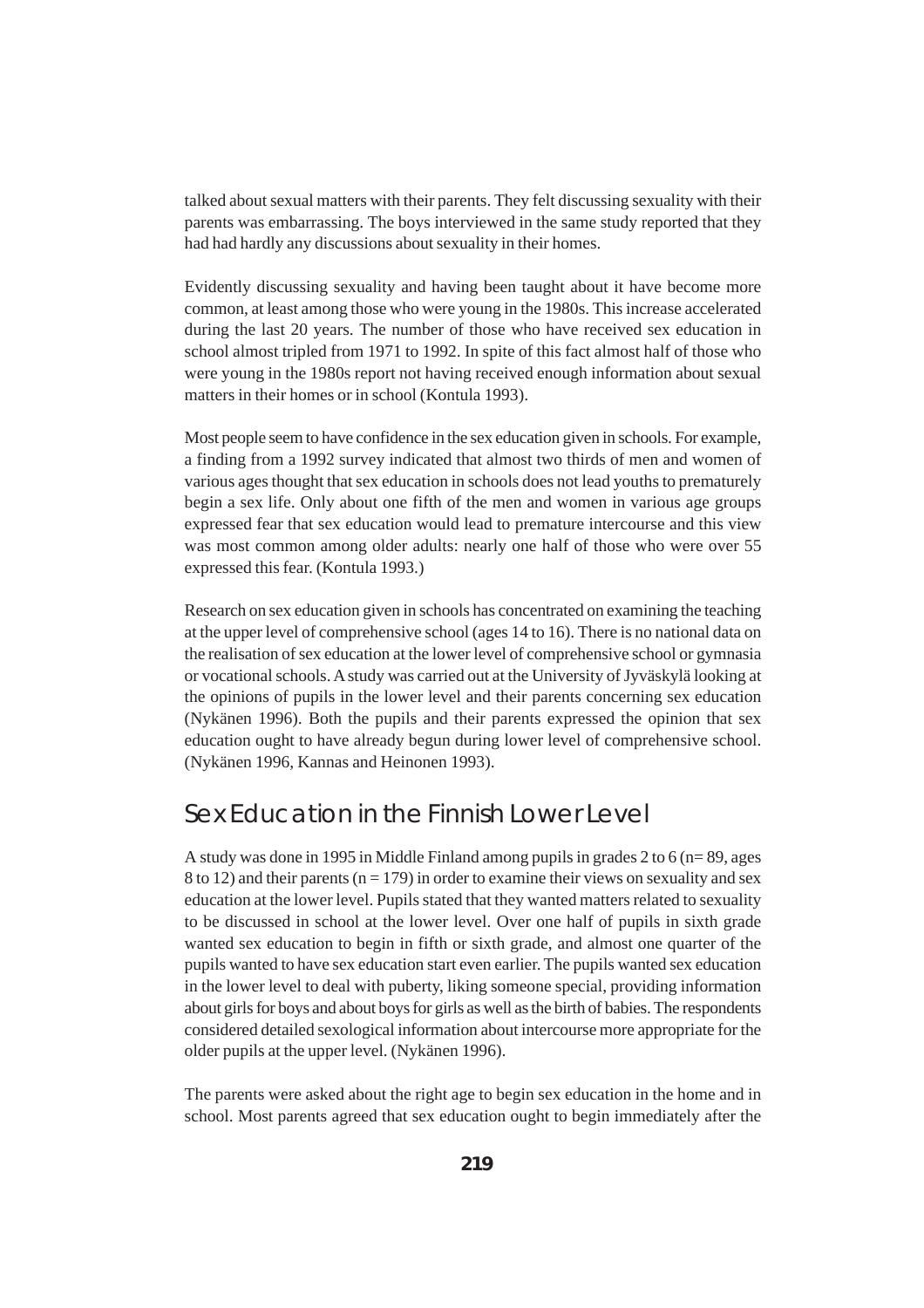talked about sexual matters with their parents. They felt discussing sexuality with their parents was embarrassing. The boys interviewed in the same study reported that they had had hardly any discussions about sexuality in their homes.

Evidently discussing sexuality and having been taught about it have become more common, at least among those who were young in the 1980s. This increase accelerated during the last 20 years. The number of those who have received sex education in school almost tripled from 1971 to 1992. In spite of this fact almost half of those who were young in the 1980s report not having received enough information about sexual matters in their homes or in school (Kontula 1993).

Most people seem to have confidence in the sex education given in schools. For example, a finding from a 1992 survey indicated that almost two thirds of men and women of various ages thought that sex education in schools does not lead youths to prematurely begin a sex life. Only about one fifth of the men and women in various age groups expressed fear that sex education would lead to premature intercourse and this view was most common among older adults: nearly one half of those who were over 55 expressed this fear. (Kontula 1993.)

Research on sex education given in schools has concentrated on examining the teaching at the upper level of comprehensive school (ages 14 to 16). There is no national data on the realisation of sex education at the lower level of comprehensive school or gymnasia or vocational schools. A study was carried out at the University of Jyväskylä looking at the opinions of pupils in the lower level and their parents concerning sex education (Nykänen 1996). Both the pupils and their parents expressed the opinion that sex education ought to have already begun during lower level of comprehensive school. (Nykänen 1996, Kannas and Heinonen 1993).

## Sex Education in the Finnish Lower Level

A study was done in 1995 in Middle Finland among pupils in grades 2 to 6 (n= 89, ages 8 to 12) and their parents (n = 179) in order to examine their views on sexuality and sex education at the lower level. Pupils stated that they wanted matters related to sexuality to be discussed in school at the lower level. Over one half of pupils in sixth grade wanted sex education to begin in fifth or sixth grade, and almost one quarter of the pupils wanted to have sex education start even earlier. The pupils wanted sex education in the lower level to deal with puberty, liking someone special, providing information about girls for boys and about boys for girls as well as the birth of babies. The respondents considered detailed sexological information about intercourse more appropriate for the older pupils at the upper level. (Nykänen 1996).

The parents were asked about the right age to begin sex education in the home and in school. Most parents agreed that sex education ought to begin immediately after the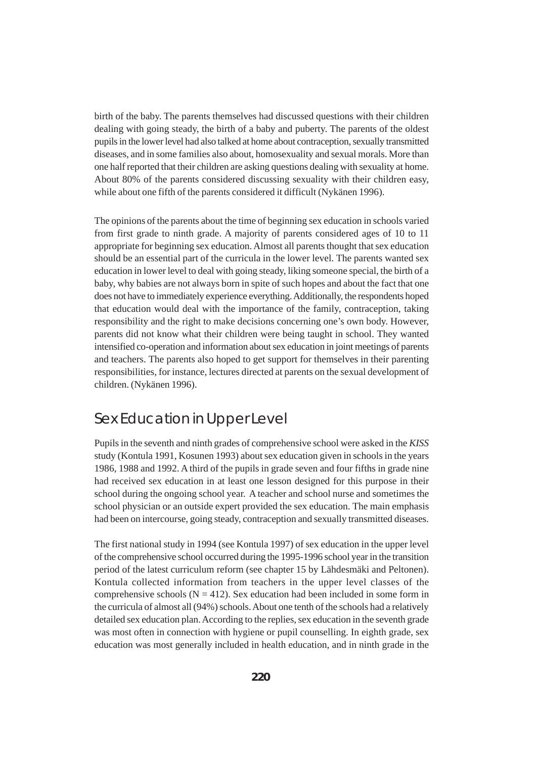birth of the baby. The parents themselves had discussed questions with their children dealing with going steady, the birth of a baby and puberty. The parents of the oldest pupils in the lower level had also talked at home about contraception, sexually transmitted diseases, and in some families also about, homosexuality and sexual morals. More than one half reported that their children are asking questions dealing with sexuality at home. About 80% of the parents considered discussing sexuality with their children easy, while about one fifth of the parents considered it difficult (Nykänen 1996).

The opinions of the parents about the time of beginning sex education in schools varied from first grade to ninth grade. A majority of parents considered ages of 10 to 11 appropriate for beginning sex education. Almost all parents thought that sex education should be an essential part of the curricula in the lower level. The parents wanted sex education in lower level to deal with going steady, liking someone special, the birth of a baby, why babies are not always born in spite of such hopes and about the fact that one does not have to immediately experience everything. Additionally, the respondents hoped that education would deal with the importance of the family, contraception, taking responsibility and the right to make decisions concerning one's own body. However, parents did not know what their children were being taught in school. They wanted intensified co-operation and information about sex education in joint meetings of parents and teachers. The parents also hoped to get support for themselves in their parenting responsibilities, for instance, lectures directed at parents on the sexual development of children. (Nykänen 1996).

## Sex Education in Upper Level

Pupils in the seventh and ninth grades of comprehensive school were asked in the *KISS* study (Kontula 1991, Kosunen 1993) about sex education given in schools in the years 1986, 1988 and 1992. A third of the pupils in grade seven and four fifths in grade nine had received sex education in at least one lesson designed for this purpose in their school during the ongoing school year. A teacher and school nurse and sometimes the school physician or an outside expert provided the sex education. The main emphasis had been on intercourse, going steady, contraception and sexually transmitted diseases.

The first national study in 1994 (see Kontula 1997) of sex education in the upper level of the comprehensive school occurred during the 1995-1996 school year in the transition period of the latest curriculum reform (see chapter 15 by Lähdesmäki and Peltonen). Kontula collected information from teachers in the upper level classes of the comprehensive schools (N = 412). Sex education had been included in some form in the curricula of almost all (94%) schools. About one tenth of the schools had a relatively detailed sex education plan. According to the replies, sex education in the seventh grade was most often in connection with hygiene or pupil counselling. In eighth grade, sex education was most generally included in health education, and in ninth grade in the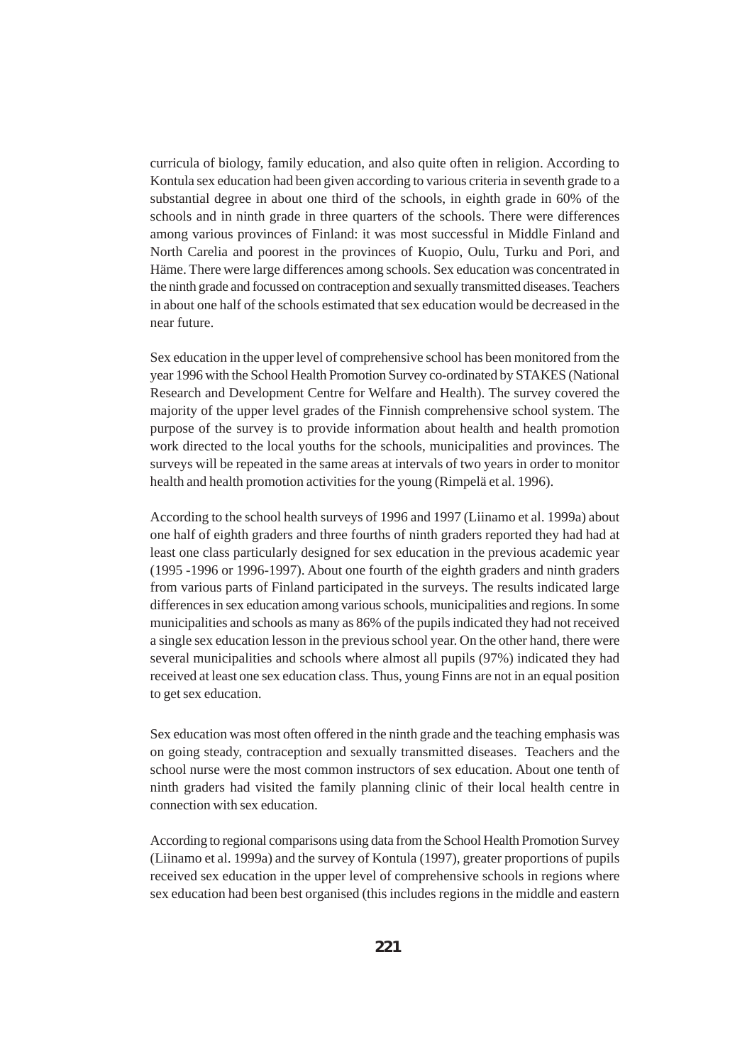curricula of biology, family education, and also quite often in religion. According to Kontula sex education had been given according to various criteria in seventh grade to a substantial degree in about one third of the schools, in eighth grade in 60% of the schools and in ninth grade in three quarters of the schools. There were differences among various provinces of Finland: it was most successful in Middle Finland and North Carelia and poorest in the provinces of Kuopio, Oulu, Turku and Pori, and Häme. There were large differences among schools. Sex education was concentrated in the ninth grade and focussed on contraception and sexually transmitted diseases. Teachers in about one half of the schools estimated that sex education would be decreased in the near future.

Sex education in the upper level of comprehensive school has been monitored from the year 1996 with the School Health Promotion Survey co-ordinated by STAKES (National Research and Development Centre for Welfare and Health). The survey covered the majority of the upper level grades of the Finnish comprehensive school system. The purpose of the survey is to provide information about health and health promotion work directed to the local youths for the schools, municipalities and provinces. The surveys will be repeated in the same areas at intervals of two years in order to monitor health and health promotion activities for the young (Rimpelä et al. 1996).

According to the school health surveys of 1996 and 1997 (Liinamo et al. 1999a) about one half of eighth graders and three fourths of ninth graders reported they had had at least one class particularly designed for sex education in the previous academic year (1995 -1996 or 1996-1997). About one fourth of the eighth graders and ninth graders from various parts of Finland participated in the surveys. The results indicated large differences in sex education among various schools, municipalities and regions. In some municipalities and schools as many as 86% of the pupils indicated they had not received a single sex education lesson in the previous school year. On the other hand, there were several municipalities and schools where almost all pupils (97%) indicated they had received at least one sex education class. Thus, young Finns are not in an equal position to get sex education.

Sex education was most often offered in the ninth grade and the teaching emphasis was on going steady, contraception and sexually transmitted diseases. Teachers and the school nurse were the most common instructors of sex education. About one tenth of ninth graders had visited the family planning clinic of their local health centre in connection with sex education.

According to regional comparisons using data from the School Health Promotion Survey (Liinamo et al. 1999a) and the survey of Kontula (1997), greater proportions of pupils received sex education in the upper level of comprehensive schools in regions where sex education had been best organised (this includes regions in the middle and eastern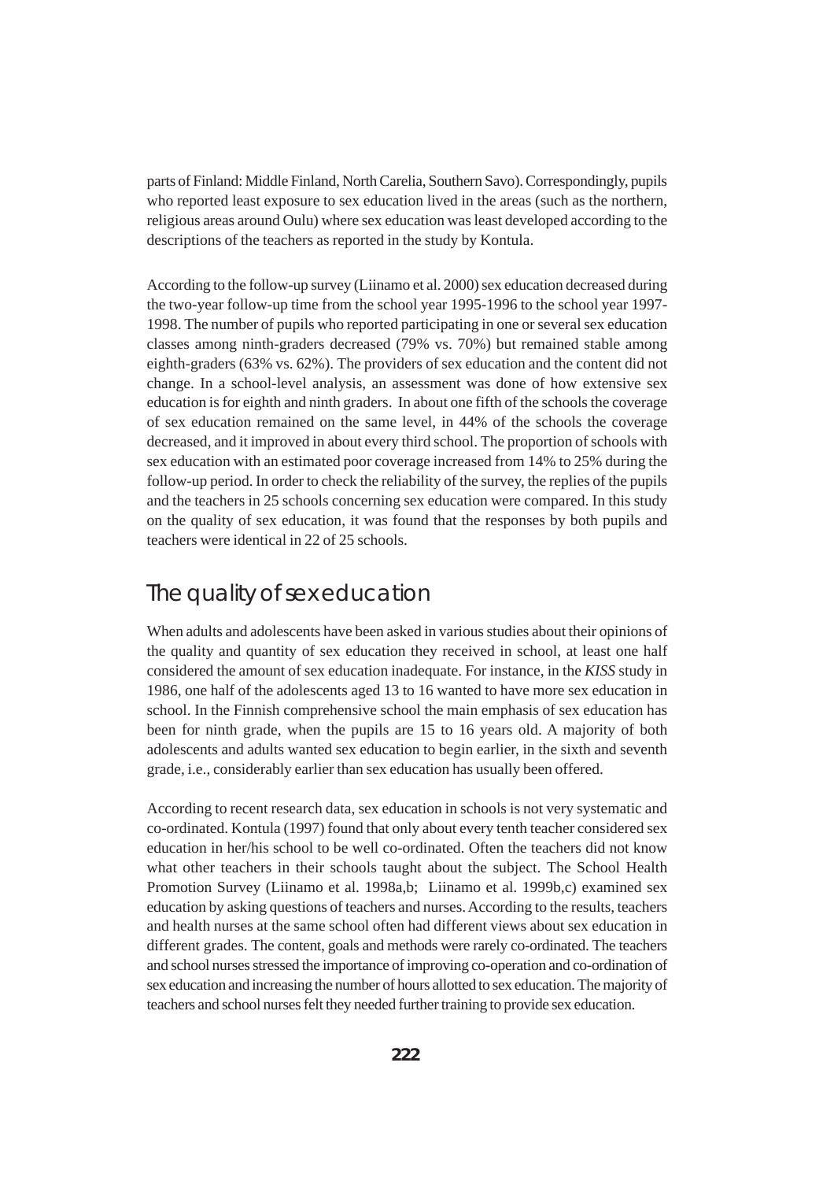parts of Finland: Middle Finland, North Carelia, Southern Savo). Correspondingly, pupils who reported least exposure to sex education lived in the areas (such as the northern, religious areas around Oulu) where sex education was least developed according to the descriptions of the teachers as reported in the study by Kontula.

According to the follow-up survey (Liinamo et al. 2000) sex education decreased during the two-year follow-up time from the school year 1995-1996 to the school year 1997-1998. The number of pupils who reported participating in one or several sex education classes among ninth-graders decreased (79% vs. 70%) but remained stable among eighth-graders (63% vs. 62%). The providers of sex education and the content did not change. In a school-level analysis, an assessment was done of how extensive sex education is for eighth and ninth graders. In about one fifth of the schools the coverage of sex education remained on the same level, in 44% of the schools the coverage decreased, and it improved in about every third school. The proportion of schools with sex education with an estimated poor coverage increased from 14% to 25% during the follow-up period. In order to check the reliability of the survey, the replies of the pupils and the teachers in 25 schools concerning sex education were compared. In this study on the quality of sex education, it was found that the responses by both pupils and teachers were identical in 22 of 25 schools.

## The quality of sex education

When adults and adolescents have been asked in various studies about their opinions of the quality and quantity of sex education they received in school, at least one half considered the amount of sex education inadequate. For instance, in the *KISS* study in 1986, one half of the adolescents aged 13 to 16 wanted to have more sex education in school. In the Finnish comprehensive school the main emphasis of sex education has been for ninth grade, when the pupils are 15 to 16 years old. A majority of both adolescents and adults wanted sex education to begin earlier, in the sixth and seventh grade, i.e., considerably earlier than sex education has usually been offered.

According to recent research data, sex education in schools is not very systematic and co-ordinated. Kontula (1997) found that only about every tenth teacher considered sex education in her/his school to be well co-ordinated. Often the teachers did not know what other teachers in their schools taught about the subject. The School Health Promotion Survey (Liinamo et al. 1998a,b; Liinamo et al. 1999b,c) examined sex education by asking questions of teachers and nurses. According to the results, teachers and health nurses at the same school often had different views about sex education in different grades. The content, goals and methods were rarely co-ordinated. The teachers and school nurses stressed the importance of improving co-operation and co-ordination of sex education and increasing the number of hours allotted to sex education. The majority of teachers and school nurses felt they needed further training to provide sex education.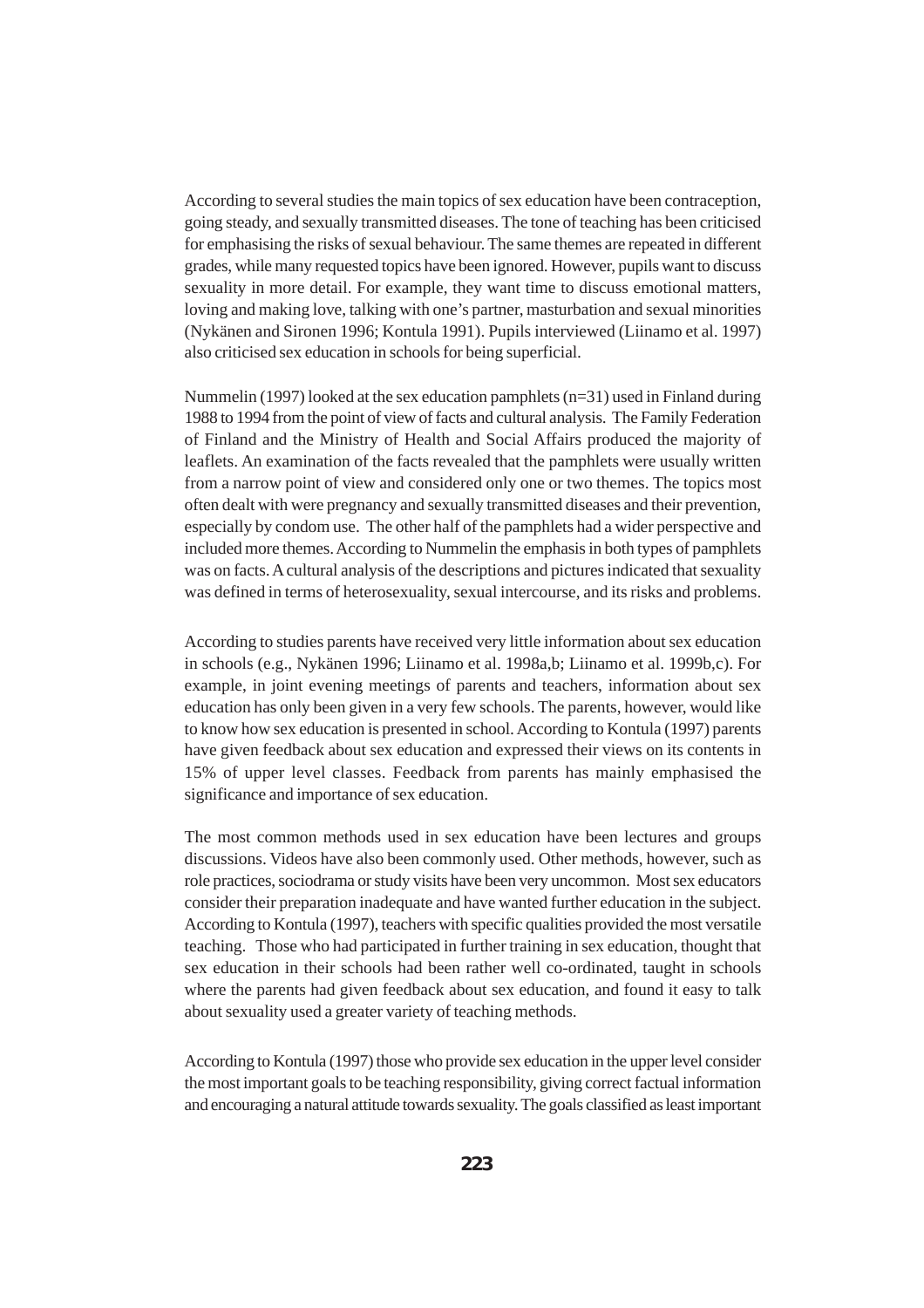According to several studies the main topics of sex education have been contraception, going steady, and sexually transmitted diseases. The tone of teaching has been criticised for emphasising the risks of sexual behaviour. The same themes are repeated in different grades, while many requested topics have been ignored. However, pupils want to discuss sexuality in more detail. For example, they want time to discuss emotional matters, loving and making love, talking with one's partner, masturbation and sexual minorities (Nykänen and Sironen 1996; Kontula 1991). Pupils interviewed (Liinamo et al. 1997) also criticised sex education in schools for being superficial.

Nummelin (1997) looked at the sex education pamphlets (n=31) used in Finland during 1988 to 1994 from the point of view of facts and cultural analysis. The Family Federation of Finland and the Ministry of Health and Social Affairs produced the majority of leaflets. An examination of the facts revealed that the pamphlets were usually written from a narrow point of view and considered only one or two themes. The topics most often dealt with were pregnancy and sexually transmitted diseases and their prevention, especially by condom use. The other half of the pamphlets had a wider perspective and included more themes. According to Nummelin the emphasis in both types of pamphlets was on facts. A cultural analysis of the descriptions and pictures indicated that sexuality was defined in terms of heterosexuality, sexual intercourse, and its risks and problems.

According to studies parents have received very little information about sex education in schools (e.g., Nykänen 1996; Liinamo et al. 1998a,b; Liinamo et al. 1999b,c). For example, in joint evening meetings of parents and teachers, information about sex education has only been given in a very few schools. The parents, however, would like to know how sex education is presented in school. According to Kontula (1997) parents have given feedback about sex education and expressed their views on its contents in 15% of upper level classes. Feedback from parents has mainly emphasised the significance and importance of sex education.

The most common methods used in sex education have been lectures and groups discussions. Videos have also been commonly used. Other methods, however, such as role practices, sociodrama or study visits have been very uncommon. Most sex educators consider their preparation inadequate and have wanted further education in the subject. According to Kontula (1997), teachers with specific qualities provided the most versatile teaching. Those who had participated in further training in sex education, thought that sex education in their schools had been rather well co-ordinated, taught in schools where the parents had given feedback about sex education, and found it easy to talk about sexuality used a greater variety of teaching methods.

According to Kontula (1997) those who provide sex education in the upper level consider the most important goals to be teaching responsibility, giving correct factual information and encouraging a natural attitude towards sexuality. The goals classified as least important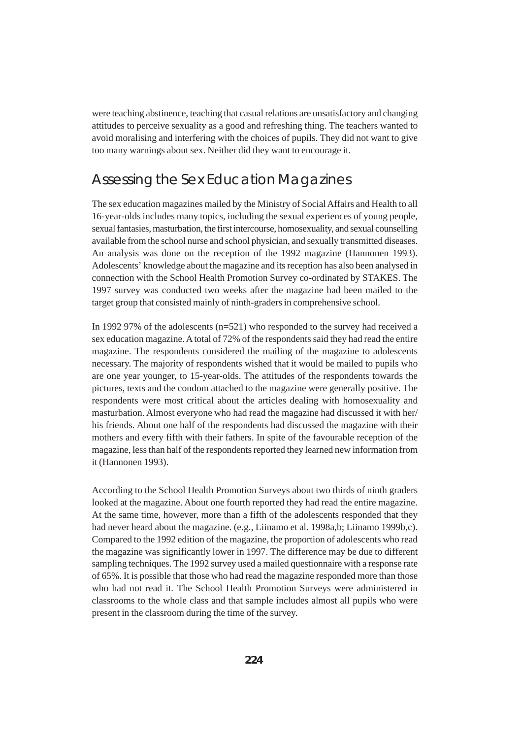were teaching abstinence, teaching that casual relations are unsatisfactory and changing attitudes to perceive sexuality as a good and refreshing thing. The teachers wanted to avoid moralising and interfering with the choices of pupils. They did not want to give too many warnings about sex. Neither did they want to encourage it.

## Assessing the Sex Education Magazines

The sex education magazines mailed by the Ministry of Social Affairs and Health to all 16-year-olds includes many topics, including the sexual experiences of young people, sexual fantasies, masturbation, the first intercourse, homosexuality, and sexual counselling available from the school nurse and school physician, and sexually transmitted diseases. An analysis was done on the reception of the 1992 magazine (Hannonen 1993). Adolescents' knowledge about the magazine and its reception has also been analysed in connection with the School Health Promotion Survey co-ordinated by STAKES. The 1997 survey was conducted two weeks after the magazine had been mailed to the target group that consisted mainly of ninth-graders in comprehensive school.

In 1992 97% of the adolescents (n=521) who responded to the survey had received a sex education magazine. A total of 72% of the respondents said they had read the entire magazine. The respondents considered the mailing of the magazine to adolescents necessary. The majority of respondents wished that it would be mailed to pupils who are one year younger, to 15-year-olds. The attitudes of the respondents towards the pictures, texts and the condom attached to the magazine were generally positive. The respondents were most critical about the articles dealing with homosexuality and masturbation. Almost everyone who had read the magazine had discussed it with her/ his friends. About one half of the respondents had discussed the magazine with their mothers and every fifth with their fathers. In spite of the favourable reception of the magazine, less than half of the respondents reported they learned new information from it (Hannonen 1993).

According to the School Health Promotion Surveys about two thirds of ninth graders looked at the magazine. About one fourth reported they had read the entire magazine. At the same time, however, more than a fifth of the adolescents responded that they had never heard about the magazine. (e.g., Liinamo et al. 1998a,b; Liinamo 1999b,c). Compared to the 1992 edition of the magazine, the proportion of adolescents who read the magazine was significantly lower in 1997. The difference may be due to different sampling techniques. The 1992 survey used a mailed questionnaire with a response rate of 65%. It is possible that those who had read the magazine responded more than those who had not read it. The School Health Promotion Surveys were administered in classrooms to the whole class and that sample includes almost all pupils who were present in the classroom during the time of the survey.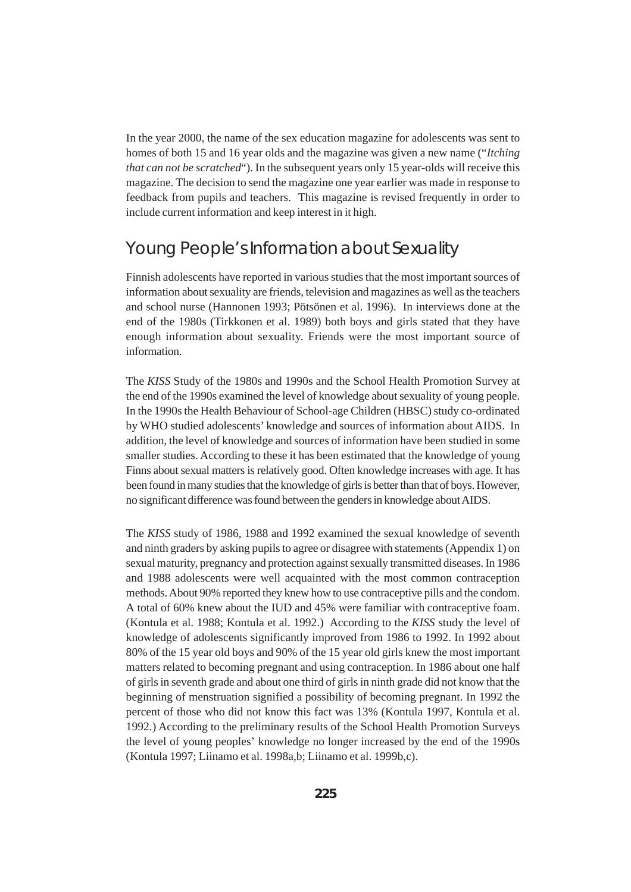In the year 2000, the name of the sex education magazine for adolescents was sent to homes of both 15 and 16 year olds and the magazine was given a new name ("*Itching that can not be scratched*"). In the subsequent years only 15 year-olds will receive this magazine. The decision to send the magazine one year earlier was made in response to feedback from pupils and teachers. This magazine is revised frequently in order to include current information and keep interest in it high.

## Young People's Information about Sexuality

Finnish adolescents have reported in various studies that the most important sources of information about sexuality are friends, television and magazines as well as the teachers and school nurse (Hannonen 1993; Pötsönen et al. 1996). In interviews done at the end of the 1980s (Tirkkonen et al. 1989) both boys and girls stated that they have enough information about sexuality. Friends were the most important source of information.

The *KISS* Study of the 1980s and 1990s and the School Health Promotion Survey at the end of the 1990s examined the level of knowledge about sexuality of young people. In the 1990s the Health Behaviour of School-age Children (HBSC) study co-ordinated by WHO studied adolescents' knowledge and sources of information about AIDS. In addition, the level of knowledge and sources of information have been studied in some smaller studies. According to these it has been estimated that the knowledge of young Finns about sexual matters is relatively good. Often knowledge increases with age. It has been found in many studies that the knowledge of girls is better than that of boys. However, no significant difference was found between the genders in knowledge about AIDS.

The *KISS* study of 1986, 1988 and 1992 examined the sexual knowledge of seventh and ninth graders by asking pupils to agree or disagree with statements (Appendix 1) on sexual maturity, pregnancy and protection against sexually transmitted diseases. In 1986 and 1988 adolescents were well acquainted with the most common contraception methods. About 90% reported they knew how to use contraceptive pills and the condom. A total of 60% knew about the IUD and 45% were familiar with contraceptive foam. (Kontula et al. 1988; Kontula et al. 1992.) According to the *KISS* study the level of knowledge of adolescents significantly improved from 1986 to 1992. In 1992 about 80% of the 15 year old boys and 90% of the 15 year old girls knew the most important matters related to becoming pregnant and using contraception. In 1986 about one half of girls in seventh grade and about one third of girls in ninth grade did not know that the beginning of menstruation signified a possibility of becoming pregnant. In 1992 the percent of those who did not know this fact was 13% (Kontula 1997, Kontula et al. 1992.) According to the preliminary results of the School Health Promotion Surveys the level of young peoples' knowledge no longer increased by the end of the 1990s (Kontula 1997; Liinamo et al. 1998a,b; Liinamo et al. 1999b,c).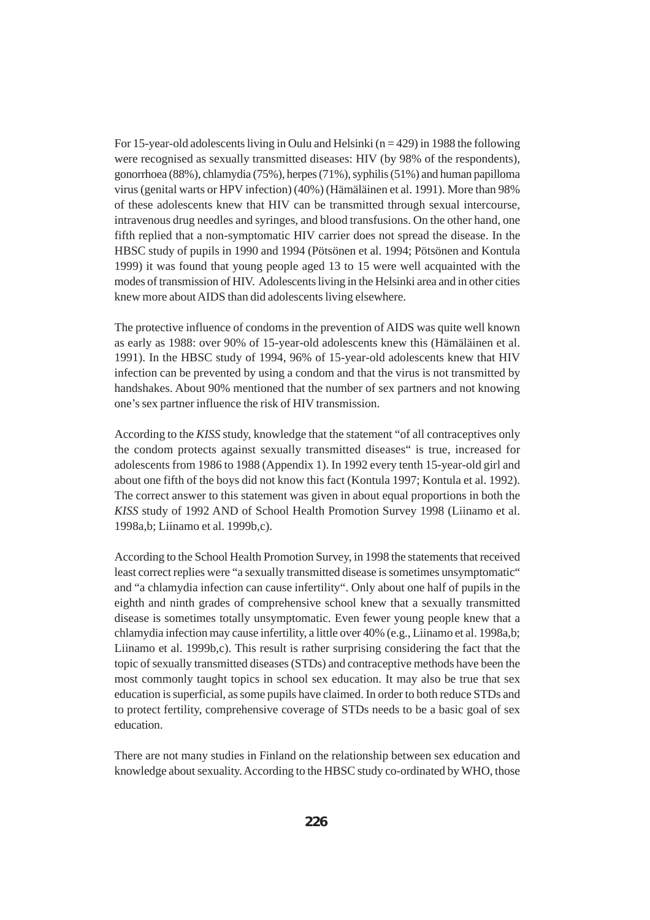For 15-year-old adolescents living in Oulu and Helsinki (n = 429) in 1988 the following were recognised as sexually transmitted diseases: HIV (by 98% of the respondents), gonorrhoea (88%), chlamydia (75%), herpes (71%), syphilis (51%) and human papilloma virus (genital warts or HPV infection) (40%) (Hämäläinen et al. 1991). More than 98% of these adolescents knew that HIV can be transmitted through sexual intercourse, intravenous drug needles and syringes, and blood transfusions. On the other hand, one fifth replied that a non-symptomatic HIV carrier does not spread the disease. In the HBSC study of pupils in 1990 and 1994 (Pötsönen et al. 1994; Pötsönen and Kontula 1999) it was found that young people aged 13 to 15 were well acquainted with the modes of transmission of HIV. Adolescents living in the Helsinki area and in other cities knew more about AIDS than did adolescents living elsewhere.

The protective influence of condoms in the prevention of AIDS was quite well known as early as 1988: over 90% of 15-year-old adolescents knew this (Hämäläinen et al. 1991). In the HBSC study of 1994, 96% of 15-year-old adolescents knew that HIV infection can be prevented by using a condom and that the virus is not transmitted by handshakes. About 90% mentioned that the number of sex partners and not knowing one's sex partner influence the risk of HIV transmission.

According to the *KISS* study, knowledge that the statement "of all contraceptives only the condom protects against sexually transmitted diseases" is true, increased for adolescents from 1986 to 1988 (Appendix 1). In 1992 every tenth 15-year-old girl and about one fifth of the boys did not know this fact (Kontula 1997; Kontula et al. 1992). The correct answer to this statement was given in about equal proportions in both the *KISS* study of 1992 AND of School Health Promotion Survey 1998 (Liinamo et al. 1998a,b; Liinamo et al. 1999b,c).

According to the School Health Promotion Survey, in 1998 the statements that received least correct replies were "a sexually transmitted disease is sometimes unsymptomatic" and "a chlamydia infection can cause infertility". Only about one half of pupils in the eighth and ninth grades of comprehensive school knew that a sexually transmitted disease is sometimes totally unsymptomatic. Even fewer young people knew that a chlamydia infection may cause infertility, a little over 40% (e.g., Liinamo et al. 1998a,b; Liinamo et al. 1999b,c). This result is rather surprising considering the fact that the topic of sexually transmitted diseases (STDs) and contraceptive methods have been the most commonly taught topics in school sex education. It may also be true that sex education is superficial, as some pupils have claimed. In order to both reduce STDs and to protect fertility, comprehensive coverage of STDs needs to be a basic goal of sex education.

There are not many studies in Finland on the relationship between sex education and knowledge about sexuality. According to the HBSC study co-ordinated by WHO, those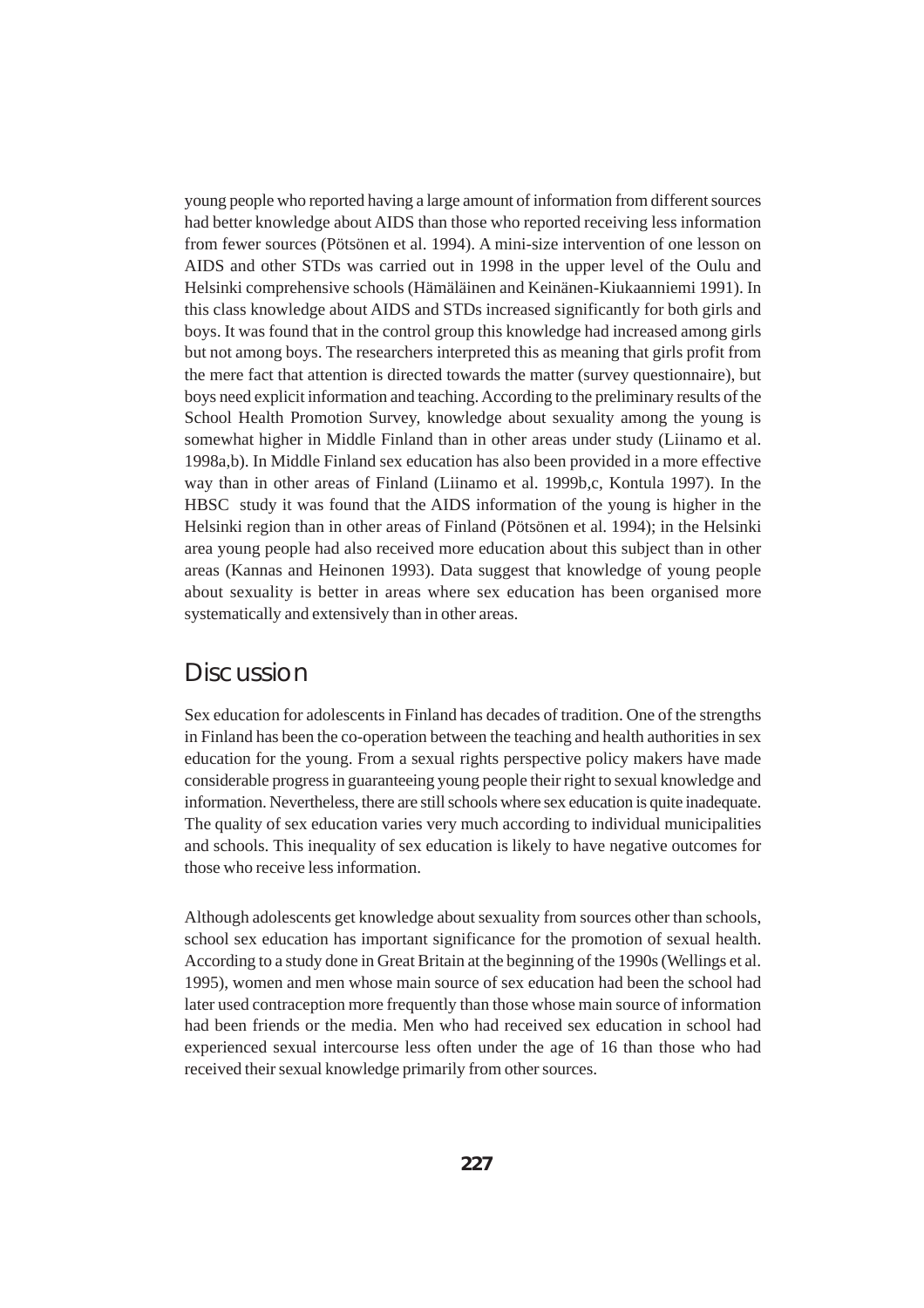young people who reported having a large amount of information from different sources had better knowledge about AIDS than those who reported receiving less information from fewer sources (Pötsönen et al. 1994). A mini-size intervention of one lesson on AIDS and other STDs was carried out in 1998 in the upper level of the Oulu and Helsinki comprehensive schools (Hämäläinen and Keinänen-Kiukaanniemi 1991). In this class knowledge about AIDS and STDs increased significantly for both girls and boys. It was found that in the control group this knowledge had increased among girls but not among boys. The researchers interpreted this as meaning that girls profit from the mere fact that attention is directed towards the matter (survey questionnaire), but boys need explicit information and teaching. According to the preliminary results of the School Health Promotion Survey, knowledge about sexuality among the young is somewhat higher in Middle Finland than in other areas under study (Liinamo et al. 1998a,b). In Middle Finland sex education has also been provided in a more effective way than in other areas of Finland (Liinamo et al. 1999b,c, Kontula 1997). In the HBSC study it was found that the AIDS information of the young is higher in the Helsinki region than in other areas of Finland (Pötsönen et al. 1994); in the Helsinki area young people had also received more education about this subject than in other areas (Kannas and Heinonen 1993). Data suggest that knowledge of young people about sexuality is better in areas where sex education has been organised more systematically and extensively than in other areas.

## Discussion

Sex education for adolescents in Finland has decades of tradition. One of the strengths in Finland has been the co-operation between the teaching and health authorities in sex education for the young. From a sexual rights perspective policy makers have made considerable progress in guaranteeing young people their right to sexual knowledge and information. Nevertheless, there are still schools where sex education is quite inadequate. The quality of sex education varies very much according to individual municipalities and schools. This inequality of sex education is likely to have negative outcomes for those who receive less information.

Although adolescents get knowledge about sexuality from sources other than schools, school sex education has important significance for the promotion of sexual health. According to a study done in Great Britain at the beginning of the 1990s (Wellings et al. 1995), women and men whose main source of sex education had been the school had later used contraception more frequently than those whose main source of information had been friends or the media. Men who had received sex education in school had experienced sexual intercourse less often under the age of 16 than those who had received their sexual knowledge primarily from other sources.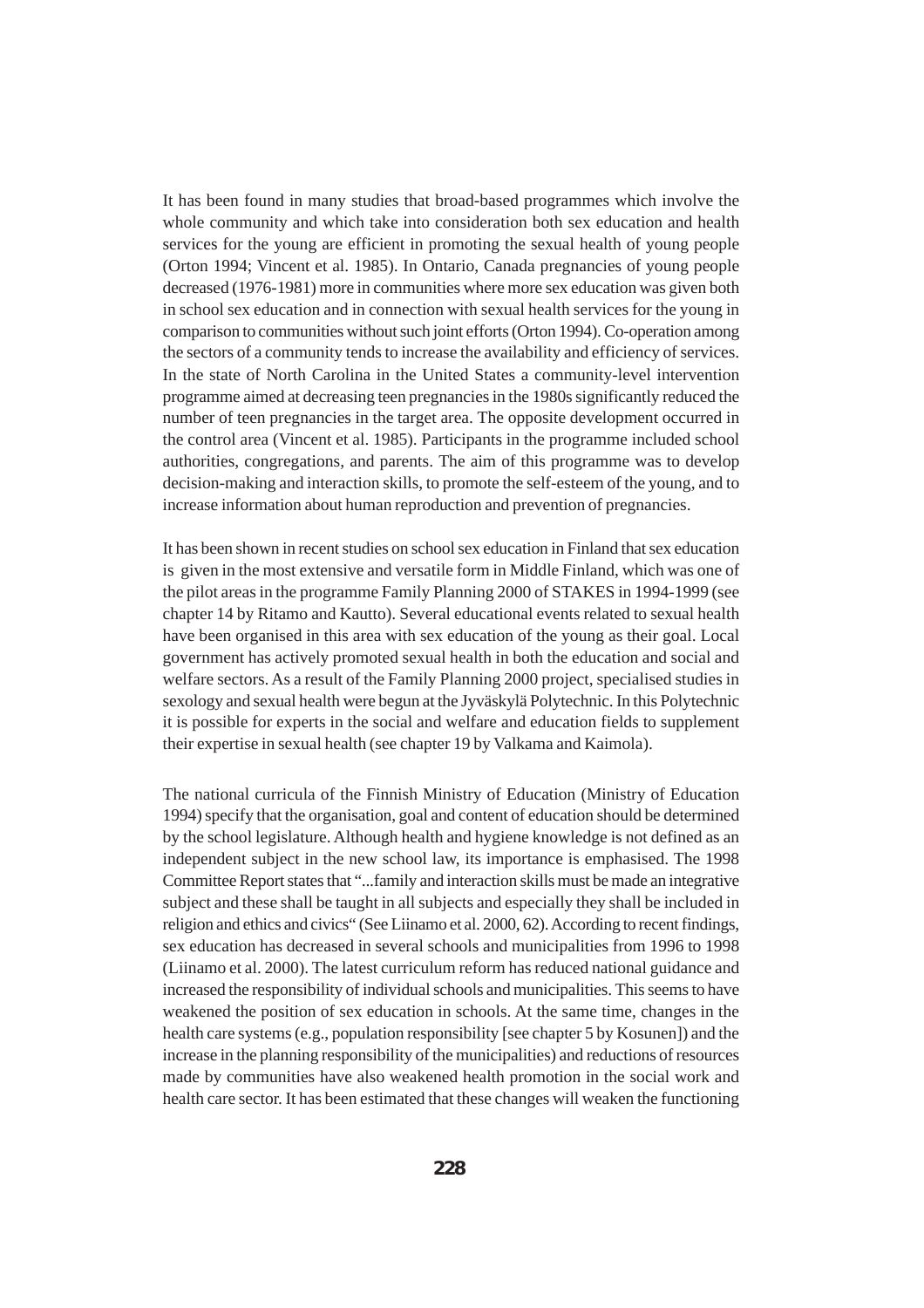It has been found in many studies that broad-based programmes which involve the whole community and which take into consideration both sex education and health services for the young are efficient in promoting the sexual health of young people (Orton 1994; Vincent et al. 1985). In Ontario, Canada pregnancies of young people decreased (1976-1981) more in communities where more sex education was given both in school sex education and in connection with sexual health services for the young in comparison to communities without such joint efforts (Orton 1994). Co-operation among the sectors of a community tends to increase the availability and efficiency of services. In the state of North Carolina in the United States a community-level intervention programme aimed at decreasing teen pregnancies in the 1980s significantly reduced the number of teen pregnancies in the target area. The opposite development occurred in the control area (Vincent et al. 1985). Participants in the programme included school authorities, congregations, and parents. The aim of this programme was to develop decision-making and interaction skills, to promote the self-esteem of the young, and to increase information about human reproduction and prevention of pregnancies.

It has been shown in recent studies on school sex education in Finland that sex education is given in the most extensive and versatile form in Middle Finland, which was one of the pilot areas in the programme Family Planning 2000 of STAKES in 1994-1999 (see chapter 14 by Ritamo and Kautto). Several educational events related to sexual health have been organised in this area with sex education of the young as their goal. Local government has actively promoted sexual health in both the education and social and welfare sectors. As a result of the Family Planning 2000 project, specialised studies in sexology and sexual health were begun at the Jyväskylä Polytechnic. In this Polytechnic it is possible for experts in the social and welfare and education fields to supplement their expertise in sexual health (see chapter 19 by Valkama and Kaimola).

The national curricula of the Finnish Ministry of Education (Ministry of Education 1994) specify that the organisation, goal and content of education should be determined by the school legislature. Although health and hygiene knowledge is not defined as an independent subject in the new school law, its importance is emphasised. The 1998 Committee Report states that "...family and interaction skills must be made an integrative subject and these shall be taught in all subjects and especially they shall be included in religion and ethics and civics" (See Liinamo et al. 2000, 62). According to recent findings, sex education has decreased in several schools and municipalities from 1996 to 1998 (Liinamo et al. 2000). The latest curriculum reform has reduced national guidance and increased the responsibility of individual schools and municipalities. This seems to have weakened the position of sex education in schools. At the same time, changes in the health care systems (e.g., population responsibility [see chapter 5 by Kosunen]) and the increase in the planning responsibility of the municipalities) and reductions of resources made by communities have also weakened health promotion in the social work and health care sector. It has been estimated that these changes will weaken the functioning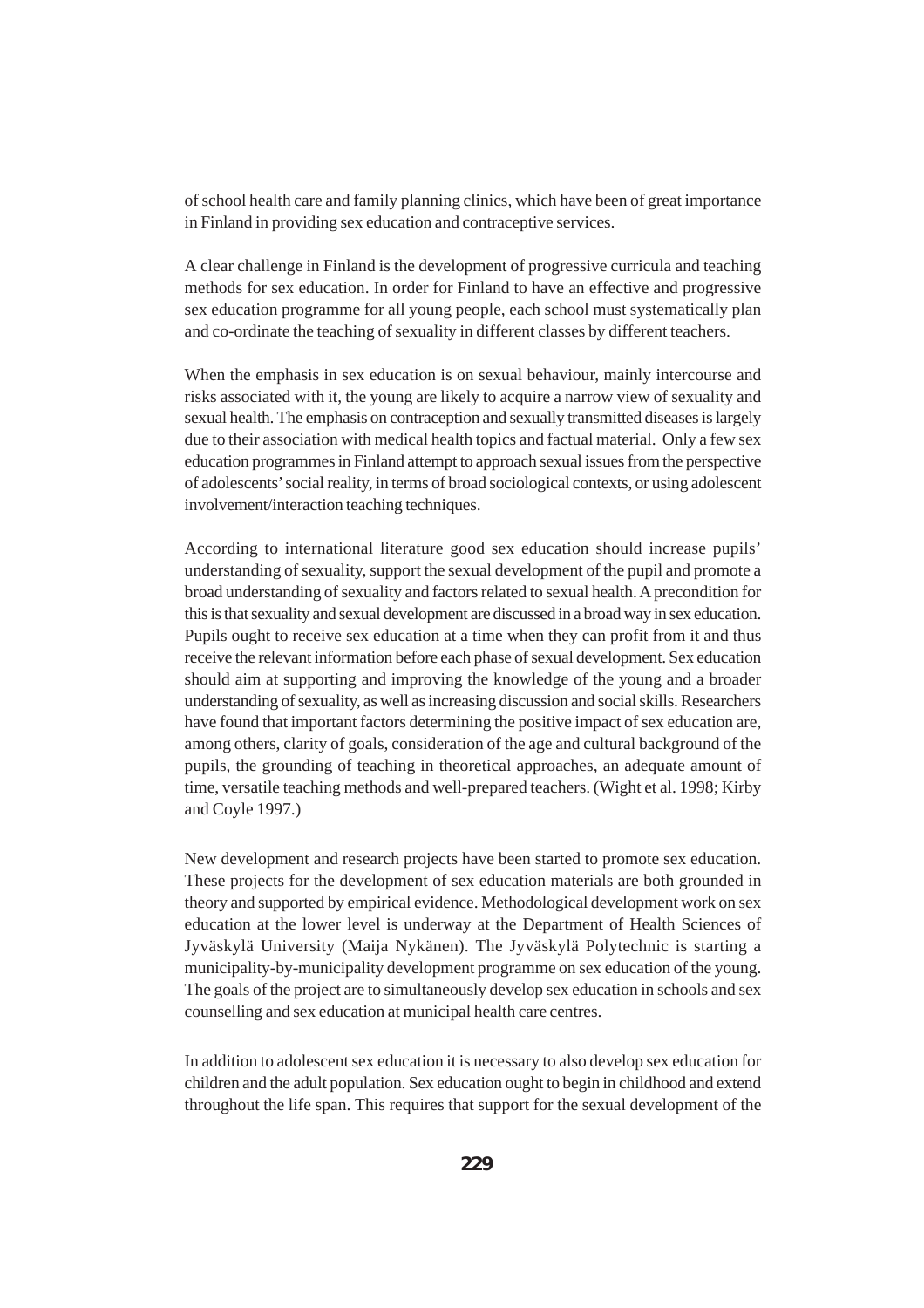of school health care and family planning clinics, which have been of great importance in Finland in providing sex education and contraceptive services.

A clear challenge in Finland is the development of progressive curricula and teaching methods for sex education. In order for Finland to have an effective and progressive sex education programme for all young people, each school must systematically plan and co-ordinate the teaching of sexuality in different classes by different teachers.

When the emphasis in sex education is on sexual behaviour, mainly intercourse and risks associated with it, the young are likely to acquire a narrow view of sexuality and sexual health. The emphasis on contraception and sexually transmitted diseases is largely due to their association with medical health topics and factual material. Only a few sex education programmes in Finland attempt to approach sexual issues from the perspective of adolescents' social reality, in terms of broad sociological contexts, or using adolescent involvement/interaction teaching techniques.

According to international literature good sex education should increase pupils' understanding of sexuality, support the sexual development of the pupil and promote a broad understanding of sexuality and factors related to sexual health. A precondition for this is that sexuality and sexual development are discussed in a broad way in sex education. Pupils ought to receive sex education at a time when they can profit from it and thus receive the relevant information before each phase of sexual development. Sex education should aim at supporting and improving the knowledge of the young and a broader understanding of sexuality, as well as increasing discussion and social skills. Researchers have found that important factors determining the positive impact of sex education are, among others, clarity of goals, consideration of the age and cultural background of the pupils, the grounding of teaching in theoretical approaches, an adequate amount of time, versatile teaching methods and well-prepared teachers. (Wight et al. 1998; Kirby and Coyle 1997.)

New development and research projects have been started to promote sex education. These projects for the development of sex education materials are both grounded in theory and supported by empirical evidence. Methodological development work on sex education at the lower level is underway at the Department of Health Sciences of Jyväskylä University (Maija Nykänen). The Jyväskylä Polytechnic is starting a municipality-by-municipality development programme on sex education of the young. The goals of the project are to simultaneously develop sex education in schools and sex counselling and sex education at municipal health care centres.

In addition to adolescent sex education it is necessary to also develop sex education for children and the adult population. Sex education ought to begin in childhood and extend throughout the life span. This requires that support for the sexual development of the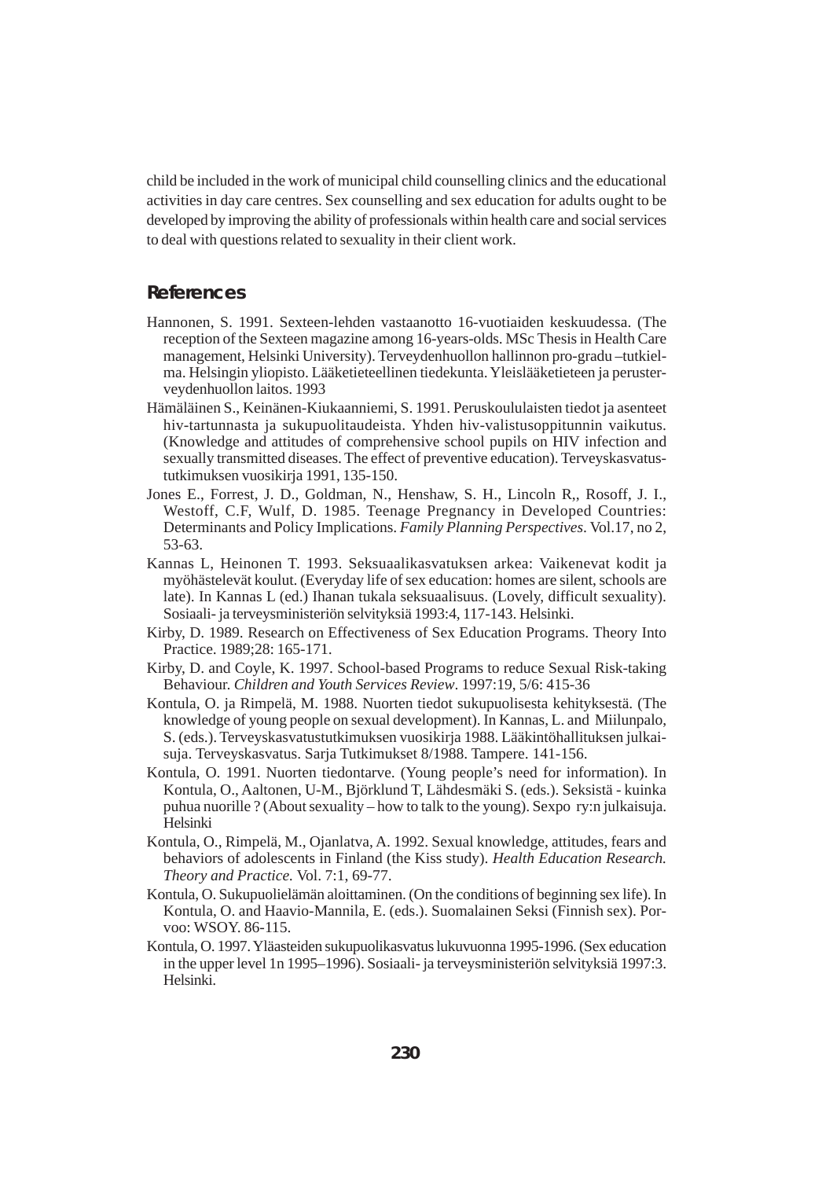child be included in the work of municipal child counselling clinics and the educational activities in day care centres. Sex counselling and sex education for adults ought to be developed by improving the ability of professionals within health care and social services to deal with questions related to sexuality in their client work.

## References

Hannonen, S. 1991. Sexteen-lehden vastaanotto 16-vuotiaiden keskuudessa. (The reception of the Sexteen magazine among 16-years-olds. MSc Thesis in Health Care management, Helsinki University). Terveydenhuollon hallinnon pro-gradu –tutkielma. Helsingin yliopisto. Lääketieteellinen tiedekunta. Yleislääketieteen ja perusterveydenhuollon laitos. 1993

Hämäläinen S., Keinänen-Kiukaanniemi, S. 1991. Peruskoululaisten tiedot ja asenteet hiv-tartunnasta ja sukupuolitaudeista. Yhden hiv-valistusoppitunnin vaikutus. (Knowledge and attitudes of comprehensive school pupils on HIV infection and sexually transmitted diseases. The effect of preventive education). Terveyskasvatustutkimuksen vuosikirja 1991, 135-150.

Jones E., Forrest, J. D., Goldman, N., Henshaw, S. H., Lincoln R,, Rosoff, J. I., Westoff, C.F, Wulf, D. 1985. Teenage Pregnancy in Developed Countries: Determinants and Policy Implications. *Family Planning Perspectives*. Vol.17, no 2, 53-63.

Kannas L, Heinonen T. 1993. Seksuaalikasvatuksen arkea: Vaikenevat kodit ja myöhästelevät koulut. (Everyday life of sex education: homes are silent, schools are late). In Kannas L (ed.) Ihanan tukala seksuaalisuus. (Lovely, difficult sexuality). Sosiaali- ja terveysministeriön selvityksiä 1993:4, 117-143. Helsinki.

Kirby, D. 1989. Research on Effectiveness of Sex Education Programs. Theory Into Practice. 1989;28: 165-171.

Kirby, D. and Coyle, K. 1997. School-based Programs to reduce Sexual Risk-taking Behaviour. *Children and Youth Services Review*. 1997:19, 5/6: 415-36

Kontula, O. ja Rimpelä, M. 1988. Nuorten tiedot sukupuolisesta kehityksestä. (The knowledge of young people on sexual development). In Kannas, L. and Miilunpalo, S. (eds.). Terveyskasvatustutkimuksen vuosikirja 1988. Lääkintöhallituksen julkaisuja. Terveyskasvatus. Sarja Tutkimukset 8/1988. Tampere. 141-156.

Kontula, O. 1991. Nuorten tiedontarve. (Young people's need for information). In Kontula, O., Aaltonen, U-M., Björklund T, Lähdesmäki S. (eds.). Seksistä - kuinka puhua nuorille ? (About sexuality – how to talk to the young). Sexpo ry:n julkaisuja. Helsinki

Kontula, O., Rimpelä, M., Ojanlatva, A. 1992. Sexual knowledge, attitudes, fears and behaviors of adolescents in Finland (the Kiss study). *Health Education Research. Theory and Practice.* Vol. 7:1, 69-77.

Kontula, O. Sukupuolielämän aloittaminen. (On the conditions of beginning sex life). In Kontula, O. and Haavio-Mannila, E. (eds.). Suomalainen Seksi (Finnish sex). Porvoo: WSOY. 86-115.

Kontula, O. 1997. Yläasteiden sukupuolikasvatus lukuvuonna 1995-1996. (Sex education in the upper level 1n 1995–1996). Sosiaali- ja terveysministeriön selvityksiä 1997:3. Helsinki.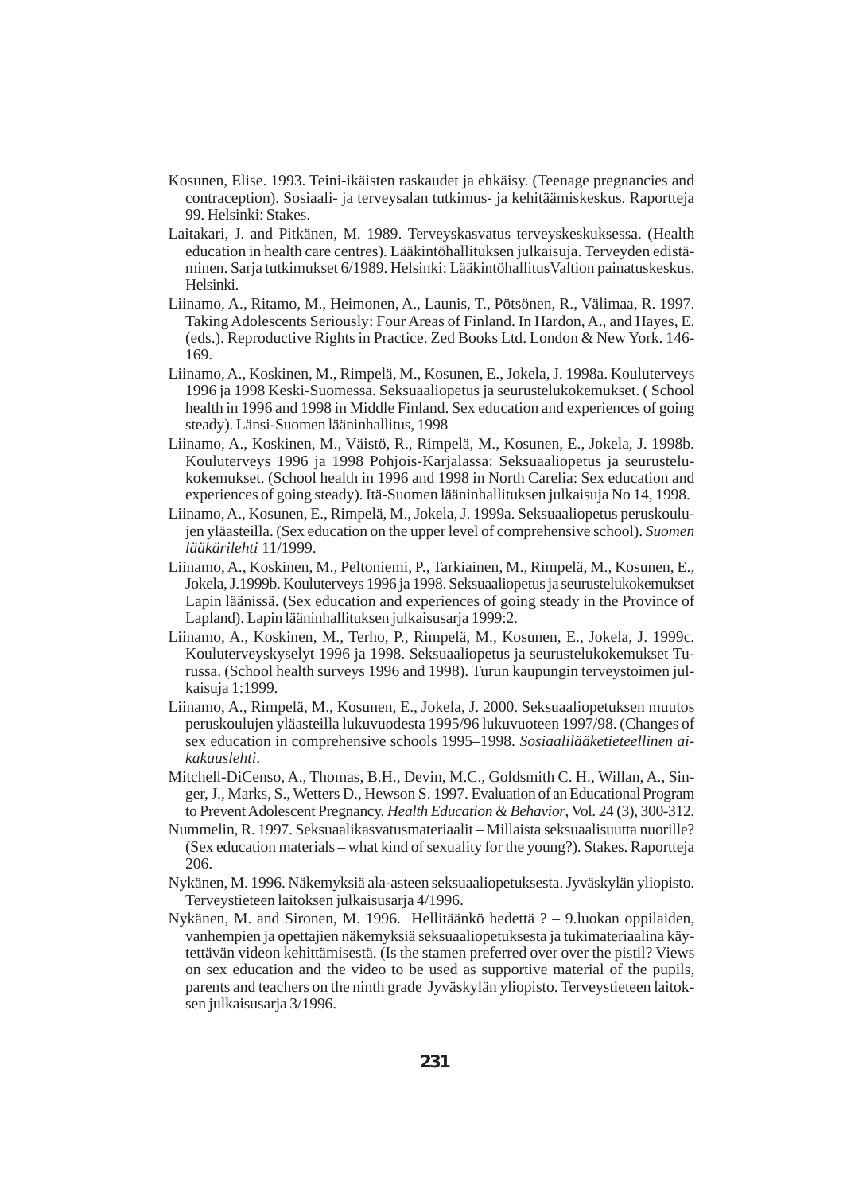Kosunen, Elise. 1993. Teini-ikäisten raskaudet ja ehkäisy. (Teenage pregnancies and contraception). Sosiaali- ja terveysalan tutkimus- ja kehitäämiskeskus. Raportteja 99. Helsinki: Stakes.

Laitakari, J. and Pitkänen, M. 1989. Terveyskasvatus terveyskeskuksessa. (Health education in health care centres). Lääkintöhallituksen julkaisuja. Terveyden edistäminen. Sarja tutkimukset 6/1989. Helsinki: LääkintöhallitusValtion painatuskeskus. Helsinki.

Liinamo, A., Ritamo, M., Heimonen, A., Launis, T., Pötsönen, R., Välimaa, R. 1997. Taking Adolescents Seriously: Four Areas of Finland. In Hardon, A., and Hayes, E. (eds.). Reproductive Rights in Practice. Zed Books Ltd. London & New York. 146-169.

Liinamo, A., Koskinen, M., Rimpelä, M., Kosunen, E., Jokela, J. 1998a. Kouluterveys 1996 ja 1998 Keski-Suomessa. Seksuaaliopetus ja seurustelukokemukset. ( School health in 1996 and 1998 in Middle Finland. Sex education and experiences of going steady). Länsi-Suomen lääninhallitus, 1998

Liinamo, A., Koskinen, M., Väistö, R., Rimpelä, M., Kosunen, E., Jokela, J. 1998b. Kouluterveys 1996 ja 1998 Pohjois-Karjalassa: Seksuaaliopetus ja seurustelukokemukset. (School health in 1996 and 1998 in North Carelia: Sex education and experiences of going steady). Itä-Suomen lääninhallituksen julkaisuja No 14, 1998.

Liinamo, A., Kosunen, E., Rimpelä, M., Jokela, J. 1999a. Seksuaaliopetus peruskoulujen yläasteilla. (Sex education on the upper level of comprehensive school). *Suomen lääkärilehti* 11/1999.

Liinamo, A., Koskinen, M., Peltoniemi, P., Tarkiainen, M., Rimpelä, M., Kosunen, E., Jokela, J.1999b. Kouluterveys 1996 ja 1998. Seksuaaliopetus ja seurustelukokemukset Lapin läänissä. (Sex education and experiences of going steady in the Province of Lapland). Lapin lääninhallituksen julkaisusarja 1999:2.

Liinamo, A., Koskinen, M., Terho, P., Rimpelä, M., Kosunen, E., Jokela, J. 1999c. Kouluterveyskyselyt 1996 ja 1998. Seksuaaliopetus ja seurustelukokemukset Turussa. (School health surveys 1996 and 1998). Turun kaupungin terveystoimen julkaisuja 1:1999.

Liinamo, A., Rimpelä, M., Kosunen, E., Jokela, J. 2000. Seksuaaliopetuksen muutos peruskoulujen yläasteilla lukuvuodesta 1995/96 lukuvuoteen 1997/98. (Changes of sex education in comprehensive schools 1995–1998. *Sosiaalilääketieteellinen aikakauslehti*.

Mitchell-DiCenso, A., Thomas, B.H., Devin, M.C., Goldsmith C. H., Willan, A., Singer, J., Marks, S., Wetters D., Hewson S. 1997. Evaluation of an Educational Program to Prevent Adolescent Pregnancy. *Health Education & Behavior*, Vol. 24 (3), 300-312.

Nummelin, R. 1997. Seksuaalikasvatusmateriaalit – Millaista seksuaalisuutta nuorille? (Sex education materials – what kind of sexuality for the young?). Stakes. Raportteja 206.

Nykänen, M. 1996. Näkemyksiä ala-asteen seksuaaliopetuksesta. Jyväskylän yliopisto. Terveystieteen laitoksen julkaisusarja 4/1996.

Nykänen, M. and Sironen, M. 1996. Hellitäänkö hedettä ? – 9.luokan oppilaiden, vanhempien ja opettajien näkemyksiä seksuaaliopetuksesta ja tukimateriaalina käytettävän videon kehittämisestä. (Is the stamen preferred over over the pistil? Views on sex education and the video to be used as supportive material of the pupils, parents and teachers on the ninth grade Jyväskylän yliopisto. Terveystieteen laitoksen julkaisusarja 3/1996.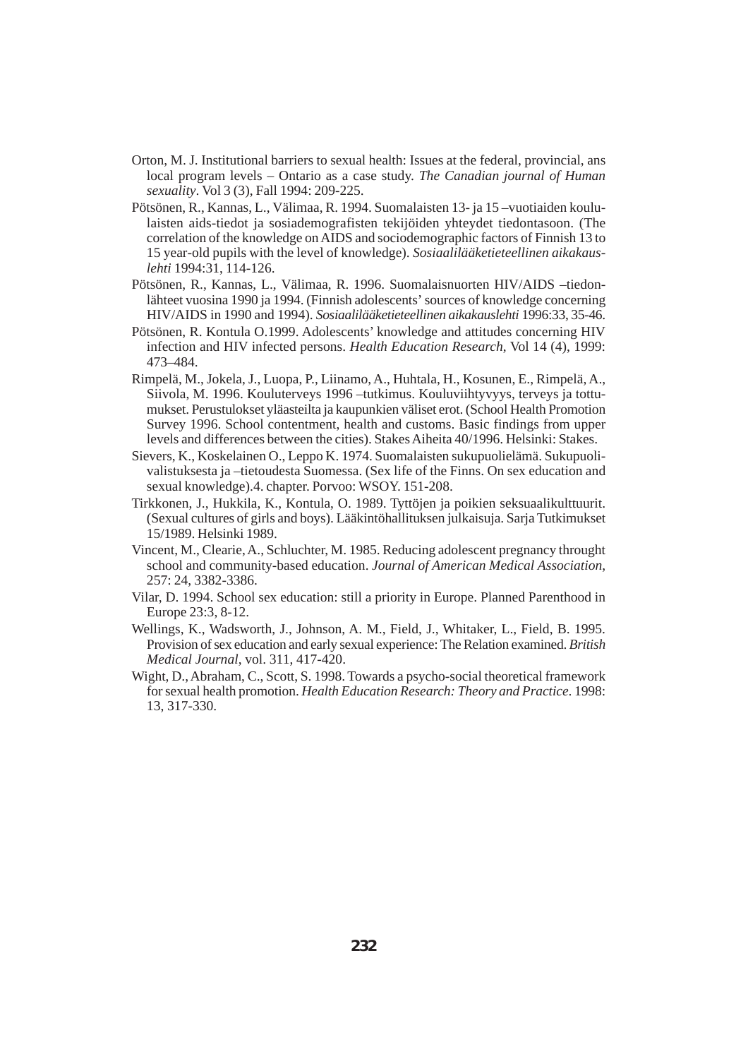Orton, M. J. Institutional barriers to sexual health: Issues at the federal, provincial, ans local program levels – Ontario as a case study. *The Canadian journal of Human sexuality*. Vol 3 (3), Fall 1994: 209-225.

Pötsönen, R., Kannas, L., Välimaa, R. 1994. Suomalaisten 13- ja 15 –vuotiaiden koululaisten aids-tiedot ja sosiademografisten tekijöiden yhteydet tiedontasoon. (The correlation of the knowledge on AIDS and sociodemographic factors of Finnish 13 to 15 year-old pupils with the level of knowledge). *Sosiaalilääketieteellinen aikakauslehti* 1994:31, 114-126.

Pötsönen, R., Kannas, L., Välimaa, R. 1996. Suomalaisnuorten HIV/AIDS –tiedonlähteet vuosina 1990 ja 1994. (Finnish adolescents' sources of knowledge concerning HIV/AIDS in 1990 and 1994). *Sosiaalilääketieteellinen aikakauslehti* 1996:33, 35-46.

Pötsönen, R. Kontula O.1999. Adolescents' knowledge and attitudes concerning HIV infection and HIV infected persons. *Health Education Research*, Vol 14 (4), 1999: 473–484.

Rimpelä, M., Jokela, J., Luopa, P., Liinamo, A., Huhtala, H., Kosunen, E., Rimpelä, A., Siivola, M. 1996. Kouluterveys 1996 –tutkimus. Kouluviihtyvyys, terveys ja tottumukset. Perustulokset yläasteilta ja kaupunkien väliset erot. (School Health Promotion Survey 1996. School contentment, health and customs. Basic findings from upper levels and differences between the cities). Stakes Aiheita 40/1996. Helsinki: Stakes.

Sievers, K., Koskelainen O., Leppo K. 1974. Suomalaisten sukupuolielämä. Sukupuolivalistuksesta ja –tietoudesta Suomessa. (Sex life of the Finns. On sex education and sexual knowledge).4. chapter. Porvoo: WSOY. 151-208.

Tirkkonen, J., Hukkila, K., Kontula, O. 1989. Tyttöjen ja poikien seksuaalikulttuurit. (Sexual cultures of girls and boys). Lääkintöhallituksen julkaisuja. Sarja Tutkimukset 15/1989. Helsinki 1989.

Vincent, M., Clearie, A., Schluchter, M. 1985. Reducing adolescent pregnancy throught school and community-based education. *Journal of American Medical Association*, 257: 24, 3382-3386.

Vilar, D. 1994. School sex education: still a priority in Europe. Planned Parenthood in Europe 23:3, 8-12.

Wellings, K., Wadsworth, J., Johnson, A. M., Field, J., Whitaker, L., Field, B. 1995. Provision of sex education and early sexual experience: The Relation examined. *British Medical Journal*, vol. 311, 417-420.

Wight, D., Abraham, C., Scott, S. 1998. Towards a psycho-social theoretical framework for sexual health promotion. *Health Education Research: Theory and Practice*. 1998: 13, 317-330.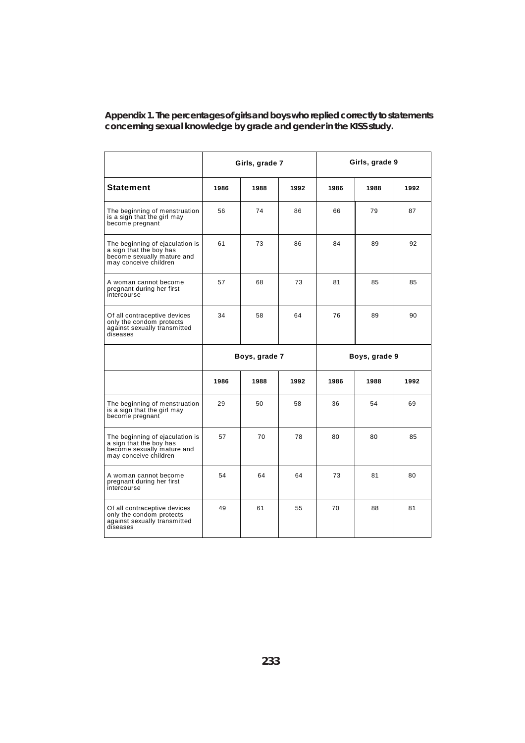**Appendix 1. The percentages of girls and boys who replied correctly to statements concerning sexual knowledge by grade and gender in the KISS study.**

| | Girls, grade 7 | | | Girls, grade 9 | | |
|---|---|---|---|---|---|---|
| **Statement** | 1986 | 1988 | 1992 | 1986 | 1988 | 1992 |
| The beginning of menstruation is a sign that the girl may become pregnant | 56 | 74 | 86 | 66 | 79 | 87 |
| The beginning of ejaculation is a sign that the boy has become sexually mature and may conceive children | 61 | 73 | 86 | 84 | 89 | 92 |
| A woman cannot become pregnant during her first intercourse | 57 | 68 | 73 | 81 | 85 | 85 |
| Of all contraceptive devices only the condom protects against sexually transmitted diseases | 34 | 58 | 64 | 76 | 89 | 90 |
| | Boys, grade 7 | | | Boys, grade 9 | | |
| | 1986 | 1988 | 1992 | 1986 | 1988 | 1992 |
| The beginning of menstruation is a sign that the girl may become pregnant | 29 | 50 | 58 | 36 | 54 | 69 |
| The beginning of ejaculation is a sign that the boy has become sexually mature and may conceive children | 57 | 70 | 78 | 80 | 80 | 85 |
| A woman cannot become pregnant during her first intercourse | 54 | 64 | 64 | 73 | 81 | 80 |
| Of all contraceptive devices only the condom protects against sexually transmitted diseases | 49 | 61 | 55 | 70 | 88 | 81 |